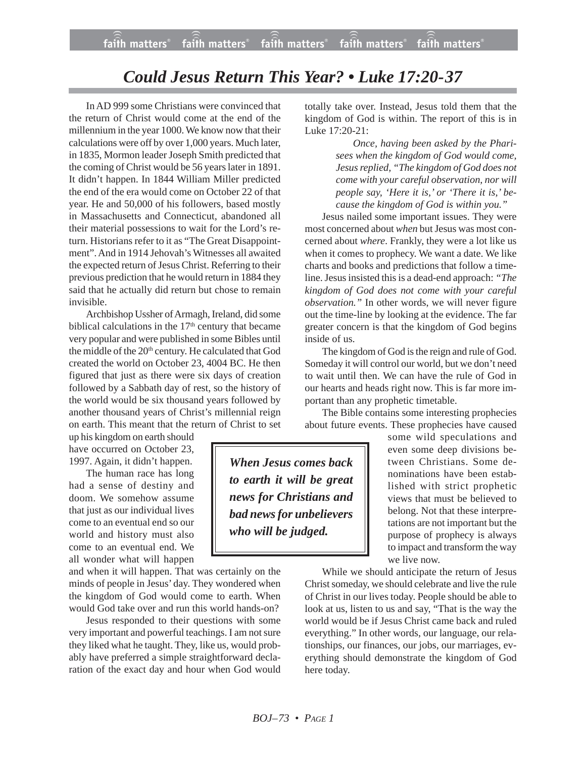# *Could Jesus Return This Year? • Luke 17:20-37*

In AD 999 some Christians were convinced that the return of Christ would come at the end of the millennium in the year 1000. We know now that their calculations were off by over 1,000 years. Much later, in 1835, Mormon leader Joseph Smith predicted that the coming of Christ would be 56 years later in 1891. It didn't happen. In 1844 William Miller predicted the end of the era would come on October 22 of that year. He and 50,000 of his followers, based mostly in Massachusetts and Connecticut, abandoned all their material possessions to wait for the Lord's return. Historians refer to it as "The Great Disappointment". And in 1914 Jehovah's Witnesses all awaited the expected return of Jesus Christ. Referring to their previous prediction that he would return in 1884 they said that he actually did return but chose to remain invisible.

Archbishop Ussher of Armagh, Ireland, did some biblical calculations in the 17th century that became very popular and were published in some Bibles until the middle of the 20th century. He calculated that God created the world on October 23, 4004 BC. He then figured that just as there were six days of creation followed by a Sabbath day of rest, so the history of the world would be six thousand years followed by another thousand years of Christ's millennial reign on earth. This meant that the return of Christ to set up his kingdom on earth should have occurred on October 23, 1997. Again, it didn't happen.

The human race has long had a sense of destiny and doom. We somehow assume that just as our individual lives come to an eventual end so our world and history must also come to an eventual end. We all wonder what will happen and when it will happen. That was certainly on the minds of people in Jesus' day. They wondered when the kingdom of God would come to earth. When would God take over and run this world hands-on?

Jesus responded to their questions with some very important and powerful teachings. I am not sure they liked what he taught. They, like us, would probably have preferred a simple straightforward declaration of the exact day and hour when God would totally take over. Instead, Jesus told them that the kingdom of God is within. The report of this is in Luke 17:20-21:

> *Once, having been asked by the Pharisees when the kingdom of God would come, Jesus replied, "The kingdom of God does not come with your careful observation, nor will people say, 'Here it is,' or 'There it is,' because the kingdom of God is within you."*

Jesus nailed some important issues. They were most concerned about *when* but Jesus was most concerned about *where*. Frankly, they were a lot like us when it comes to prophecy. We want a date. We like charts and books and predictions that follow a timeline. Jesus insisted this is a dead-end approach: *"The kingdom of God does not come with your careful observation."* In other words, we will never figure out the time-line by looking at the evidence. The far greater concern is that the kingdom of God begins inside of us.

The kingdom of God is the reign and rule of God. Someday it will control our world, but we don't need to wait until then. We can have the rule of God in our hearts and heads right now. This is far more important than any prophetic timetable.

The Bible contains some interesting prophecies about future events. These prophecies have caused some wild speculations and even some deep divisions between Christians. Some denominations have been established with strict prophetic views that must be believed to belong. Not that these interpretations are not important but the purpose of prophecy is always to impact and transform the way we live now.

> ***When Jesus comes back to earth it will be great news for Christians and bad news for unbelievers who will be judged.***

While we should anticipate the return of Jesus Christ someday, we should celebrate and live the rule of Christ in our lives today. People should be able to look at us, listen to us and say, "That is the way the world would be if Jesus Christ came back and ruled everything." In other words, our language, our relationships, our finances, our jobs, our marriages, everything should demonstrate the kingdom of God here today.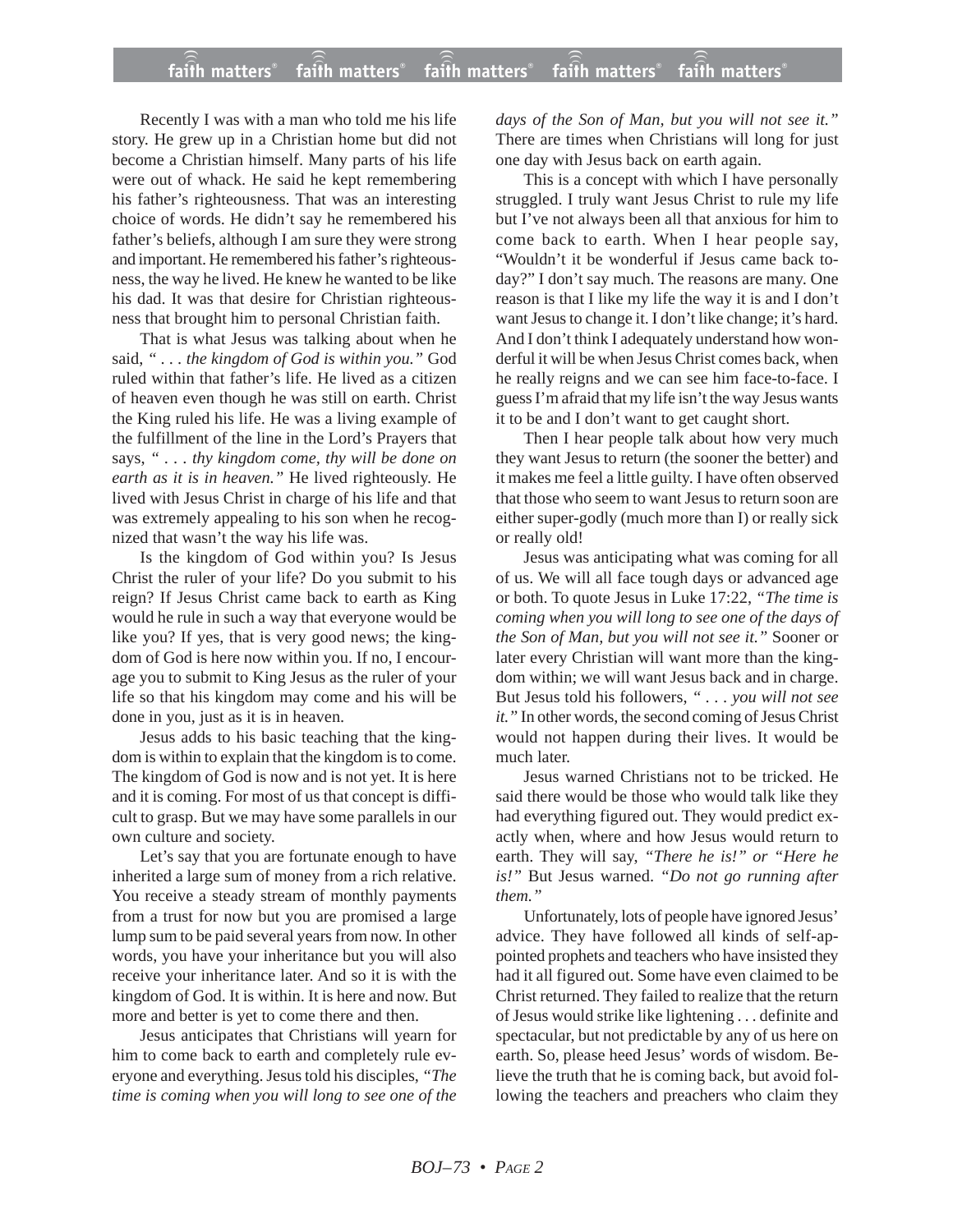Recently I was with a man who told me his life story. He grew up in a Christian home but did not become a Christian himself. Many parts of his life were out of whack. He said he kept remembering his father's righteousness. That was an interesting choice of words. He didn't say he remembered his father's beliefs, although I am sure they were strong and important. He remembered his father's righteousness, the way he lived. He knew he wanted to be like his dad. It was that desire for Christian righteousness that brought him to personal Christian faith.

That is what Jesus was talking about when he said, *" . . . the kingdom of God is within you."* God ruled within that father's life. He lived as a citizen of heaven even though he was still on earth. Christ the King ruled his life. He was a living example of the fulfillment of the line in the Lord's Prayers that says, *" . . . thy kingdom come, thy will be done on earth as it is in heaven."* He lived righteously. He lived with Jesus Christ in charge of his life and that was extremely appealing to his son when he recognized that wasn't the way his life was.

Is the kingdom of God within you? Is Jesus Christ the ruler of your life? Do you submit to his reign? If Jesus Christ came back to earth as King would he rule in such a way that everyone would be like you? If yes, that is very good news; the kingdom of God is here now within you. If no, I encourage you to submit to King Jesus as the ruler of your life so that his kingdom may come and his will be done in you, just as it is in heaven.

Jesus adds to his basic teaching that the kingdom is within to explain that the kingdom is to come. The kingdom of God is now and is not yet. It is here and it is coming. For most of us that concept is difficult to grasp. But we may have some parallels in our own culture and society.

Let's say that you are fortunate enough to have inherited a large sum of money from a rich relative. You receive a steady stream of monthly payments from a trust for now but you are promised a large lump sum to be paid several years from now. In other words, you have your inheritance but you will also receive your inheritance later. And so it is with the kingdom of God. It is within. It is here and now. But more and better is yet to come there and then.

Jesus anticipates that Christians will yearn for him to come back to earth and completely rule everyone and everything. Jesus told his disciples, *"The time is coming when you will long to see one of the days of the Son of Man, but you will not see it."* There are times when Christians will long for just one day with Jesus back on earth again.

This is a concept with which I have personally struggled. I truly want Jesus Christ to rule my life but I've not always been all that anxious for him to come back to earth. When I hear people say, "Wouldn't it be wonderful if Jesus came back today?" I don't say much. The reasons are many. One reason is that I like my life the way it is and I don't want Jesus to change it. I don't like change; it's hard. And I don't think I adequately understand how wonderful it will be when Jesus Christ comes back, when he really reigns and we can see him face-to-face. I guess I'm afraid that my life isn't the way Jesus wants it to be and I don't want to get caught short.

Then I hear people talk about how very much they want Jesus to return (the sooner the better) and it makes me feel a little guilty. I have often observed that those who seem to want Jesus to return soon are either super-godly (much more than I) or really sick or really old!

Jesus was anticipating what was coming for all of us. We will all face tough days or advanced age or both. To quote Jesus in Luke 17:22, *"The time is coming when you will long to see one of the days of the Son of Man, but you will not see it."* Sooner or later every Christian will want more than the kingdom within; we will want Jesus back and in charge. But Jesus told his followers, *" . . . you will not see it."* In other words, the second coming of Jesus Christ would not happen during their lives. It would be much later.

Jesus warned Christians not to be tricked. He said there would be those who would talk like they had everything figured out. They would predict exactly when, where and how Jesus would return to earth. They will say, *"There he is!" or "Here he is!"* But Jesus warned. *"Do not go running after them."*

Unfortunately, lots of people have ignored Jesus' advice. They have followed all kinds of self-appointed prophets and teachers who have insisted they had it all figured out. Some have even claimed to be Christ returned. They failed to realize that the return of Jesus would strike like lightening . . . definite and spectacular, but not predictable by any of us here on earth. So, please heed Jesus' words of wisdom. Believe the truth that he is coming back, but avoid following the teachers and preachers who claim they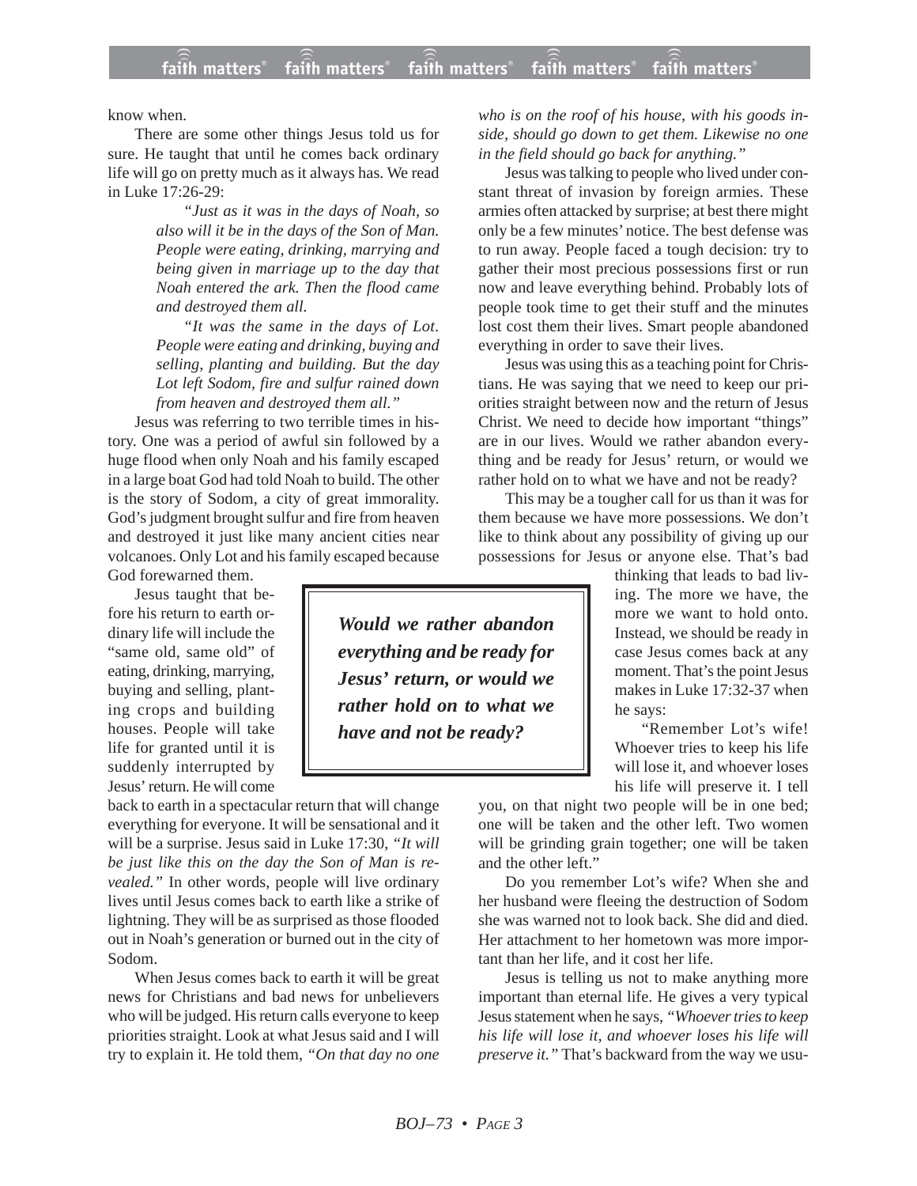know when.

There are some other things Jesus told us for sure. He taught that until he comes back ordinary life will go on pretty much as it always has. We read in Luke 17:26-29:

> *"Just as it was in the days of Noah, so also will it be in the days of the Son of Man. People were eating, drinking, marrying and being given in marriage up to the day that Noah entered the ark. Then the flood came and destroyed them all.*
>
> *"It was the same in the days of Lot. People were eating and drinking, buying and selling, planting and building. But the day Lot left Sodom, fire and sulfur rained down from heaven and destroyed them all."*

Jesus was referring to two terrible times in history. One was a period of awful sin followed by a huge flood when only Noah and his family escaped in a large boat God had told Noah to build. The other is the story of Sodom, a city of great immorality. God's judgment brought sulfur and fire from heaven and destroyed it just like many ancient cities near volcanoes. Only Lot and his family escaped because God forewarned them.

Jesus taught that before his return to earth ordinary life will include the "same old, same old" of eating, drinking, marrying, buying and selling, planting crops and building houses. People will take life for granted until it is suddenly interrupted by Jesus' return. He will come back to earth in a spectacular return that will change everything for everyone. It will be sensational and it will be a surprise. Jesus said in Luke 17:30, *"It will be just like this on the day the Son of Man is revealed."* In other words, people will live ordinary lives until Jesus comes back to earth like a strike of lightning. They will be as surprised as those flooded out in Noah's generation or burned out in the city of Sodom.

When Jesus comes back to earth it will be great news for Christians and bad news for unbelievers who will be judged. His return calls everyone to keep priorities straight. Look at what Jesus said and I will try to explain it. He told them, *"On that day no one who is on the roof of his house, with his goods inside, should go down to get them. Likewise no one in the field should go back for anything."*

Jesus was talking to people who lived under constant threat of invasion by foreign armies. These armies often attacked by surprise; at best there might only be a few minutes' notice. The best defense was to run away. People faced a tough decision: try to gather their most precious possessions first or run now and leave everything behind. Probably lots of people took time to get their stuff and the minutes lost cost them their lives. Smart people abandoned everything in order to save their lives.

Jesus was using this as a teaching point for Christians. He was saying that we need to keep our priorities straight between now and the return of Jesus Christ. We need to decide how important "things" are in our lives. Would we rather abandon everything and be ready for Jesus' return, or would we rather hold on to what we have and not be ready?

**_Would we rather abandon everything and be ready for Jesus' return, or would we rather hold on to what we have and not be ready?_**

This may be a tougher call for us than it was for them because we have more possessions. We don't like to think about any possibility of giving up our possessions for Jesus or anyone else. That's bad thinking that leads to bad living. The more we have, the more we want to hold onto. Instead, we should be ready in case Jesus comes back at any moment. That's the point Jesus makes in Luke 17:32-37 when he says:

> "Remember Lot's wife! Whoever tries to keep his life will lose it, and whoever loses his life will preserve it. I tell you, on that night two people will be in one bed; one will be taken and the other left. Two women will be grinding grain together; one will be taken and the other left."

Do you remember Lot's wife? When she and her husband were fleeing the destruction of Sodom she was warned not to look back. She did and died. Her attachment to her hometown was more important than her life, and it cost her life.

Jesus is telling us not to make anything more important than eternal life. He gives a very typical Jesus statement when he says, *"Whoever tries to keep his life will lose it, and whoever loses his life will preserve it."* That's backward from the way we usu-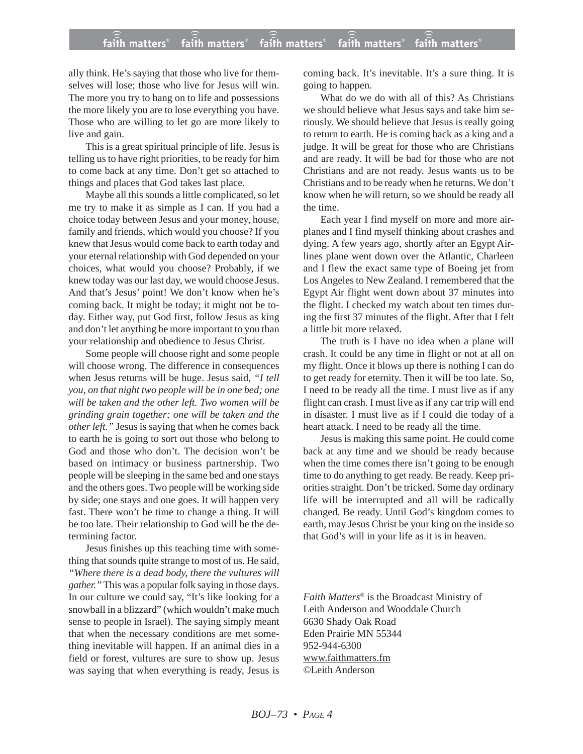ally think. He's saying that those who live for themselves will lose; those who live for Jesus will win. The more you try to hang on to life and possessions the more likely you are to lose everything you have. Those who are willing to let go are more likely to live and gain.

This is a great spiritual principle of life. Jesus is telling us to have right priorities, to be ready for him to come back at any time. Don't get so attached to things and places that God takes last place.

Maybe all this sounds a little complicated, so let me try to make it as simple as I can. If you had a choice today between Jesus and your money, house, family and friends, which would you choose? If you knew that Jesus would come back to earth today and your eternal relationship with God depended on your choices, what would you choose? Probably, if we knew today was our last day, we would choose Jesus. And that's Jesus' point! We don't know when he's coming back. It might be today; it might not be today. Either way, put God first, follow Jesus as king and don't let anything be more important to you than your relationship and obedience to Jesus Christ.

Some people will choose right and some people will choose wrong. The difference in consequences when Jesus returns will be huge. Jesus said, *"I tell you, on that night two people will be in one bed; one will be taken and the other left. Two women will be grinding grain together; one will be taken and the other left."* Jesus is saying that when he comes back to earth he is going to sort out those who belong to God and those who don't. The decision won't be based on intimacy or business partnership. Two people will be sleeping in the same bed and one stays and the others goes. Two people will be working side by side; one stays and one goes. It will happen very fast. There won't be time to change a thing. It will be too late. Their relationship to God will be the determining factor.

Jesus finishes up this teaching time with something that sounds quite strange to most of us. He said, *"Where there is a dead body, there the vultures will gather."* This was a popular folk saying in those days. In our culture we could say, "It's like looking for a snowball in a blizzard" (which wouldn't make much sense to people in Israel). The saying simply meant that when the necessary conditions are met something inevitable will happen. If an animal dies in a field or forest, vultures are sure to show up. Jesus was saying that when everything is ready, Jesus is coming back. It's inevitable. It's a sure thing. It is going to happen.

What do we do with all of this? As Christians we should believe what Jesus says and take him seriously. We should believe that Jesus is really going to return to earth. He is coming back as a king and a judge. It will be great for those who are Christians and are ready. It will be bad for those who are not Christians and are not ready. Jesus wants us to be Christians and to be ready when he returns. We don't know when he will return, so we should be ready all the time.

Each year I find myself on more and more airplanes and I find myself thinking about crashes and dying. A few years ago, shortly after an Egypt Airlines plane went down over the Atlantic, Charleen and I flew the exact same type of Boeing jet from Los Angeles to New Zealand. I remembered that the Egypt Air flight went down about 37 minutes into the flight. I checked my watch about ten times during the first 37 minutes of the flight. After that I felt a little bit more relaxed.

The truth is I have no idea when a plane will crash. It could be any time in flight or not at all on my flight. Once it blows up there is nothing I can do to get ready for eternity. Then it will be too late. So, I need to be ready all the time. I must live as if any flight can crash. I must live as if any car trip will end in disaster. I must live as if I could die today of a heart attack. I need to be ready all the time.

Jesus is making this same point. He could come back at any time and we should be ready because when the time comes there isn't going to be enough time to do anything to get ready. Be ready. Keep priorities straight. Don't be tricked. Some day ordinary life will be interrupted and all will be radically changed. Be ready. Until God's kingdom comes to earth, may Jesus Christ be your king on the inside so that God's will in your life as it is in heaven.

*Faith Matters*® is the Broadcast Ministry of
Leith Anderson and Wooddale Church
6630 Shady Oak Road
Eden Prairie MN 55344
952-944-6300
www.faithmatters.fm
©Leith Anderson

BOJ–73